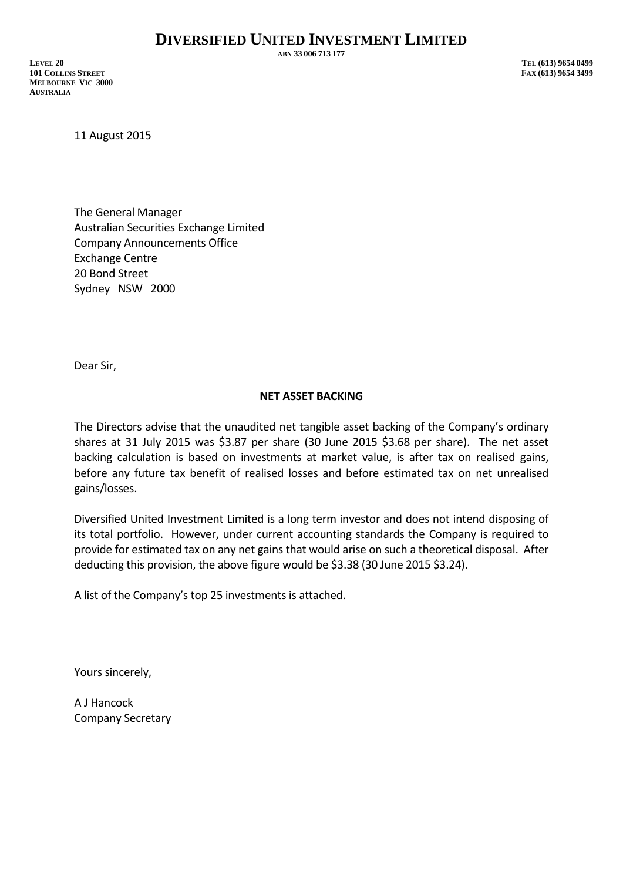# DIVERSIFIED UNITED INVESTMENT LIMITED

ABN 33 006 713 177

LEVEL 20
101 COLLINS STREET
MELBOURNE VIC 3000
AUSTRALIA

TEL (613) 9654 0499
FAX (613) 9654 3499

11 August 2015

The General Manager
Australian Securities Exchange Limited
Company Announcements Office
Exchange Centre
20 Bond Street
Sydney NSW 2000

Dear Sir,

**NET ASSET BACKING**

The Directors advise that the unaudited net tangible asset backing of the Company's ordinary shares at 31 July 2015 was $3.87 per share (30 June 2015 $3.68 per share). The net asset backing calculation is based on investments at market value, is after tax on realised gains, before any future tax benefit of realised losses and before estimated tax on net unrealised gains/losses.

Diversified United Investment Limited is a long term investor and does not intend disposing of its total portfolio. However, under current accounting standards the Company is required to provide for estimated tax on any net gains that would arise on such a theoretical disposal. After deducting this provision, the above figure would be $3.38 (30 June 2015 $3.24).

A list of the Company's top 25 investments is attached.

Yours sincerely,

A J Hancock
Company Secretary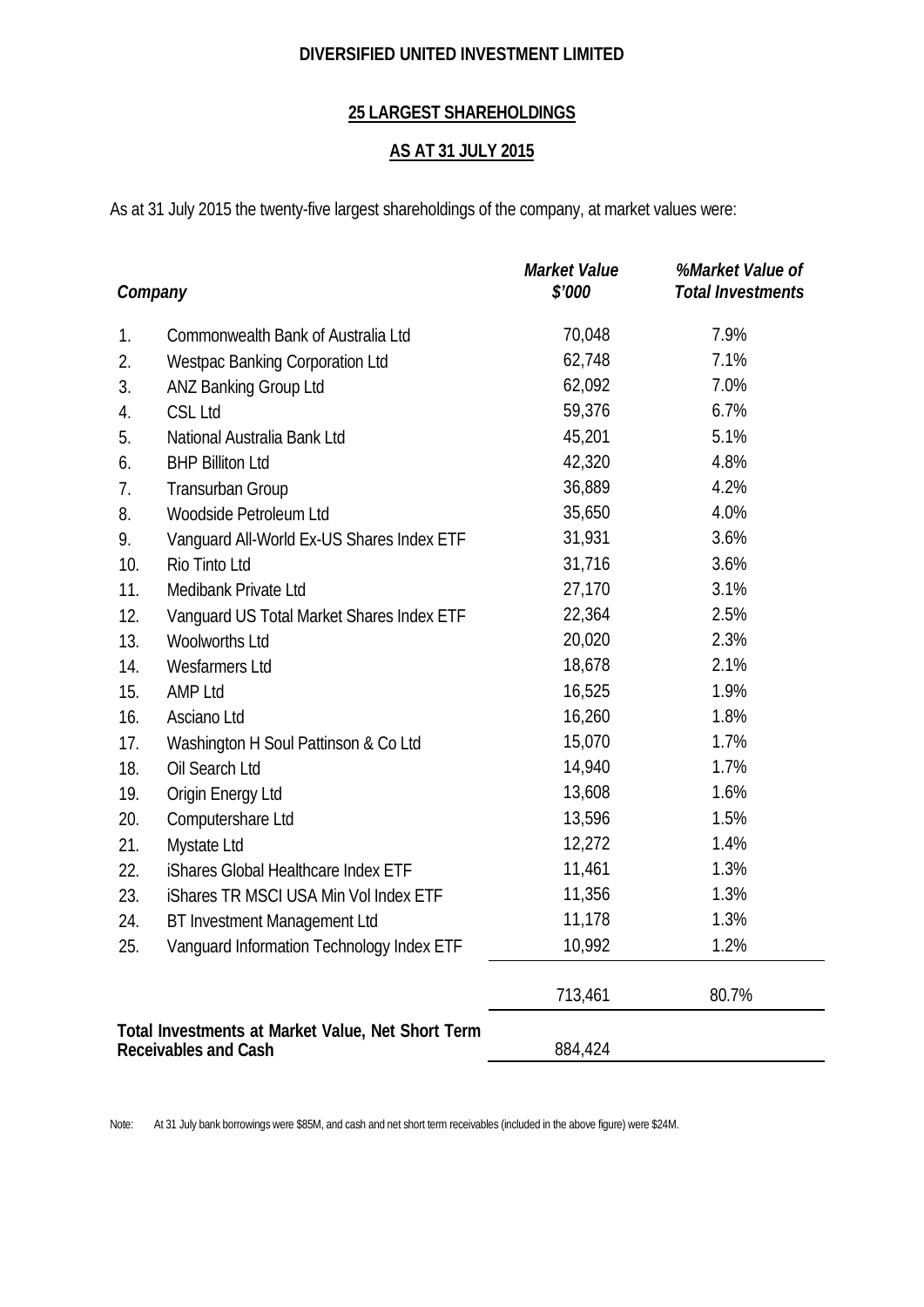**DIVERSIFIED UNITED INVESTMENT LIMITED**

**25 LARGEST SHAREHOLDINGS**

**AS AT 31 JULY 2015**

As at 31 July 2015 the twenty-five largest shareholdings of the company, at market values were:

| | *Company* | *Market Value $'000* | *%Market Value of Total Investments* |
|---|---|---|---|
| 1. | Commonwealth Bank of Australia Ltd | 70,048 | 7.9% |
| 2. | Westpac Banking Corporation Ltd | 62,748 | 7.1% |
| 3. | ANZ Banking Group Ltd | 62,092 | 7.0% |
| 4. | CSL Ltd | 59,376 | 6.7% |
| 5. | National Australia Bank Ltd | 45,201 | 5.1% |
| 6. | BHP Billiton Ltd | 42,320 | 4.8% |
| 7. | Transurban Group | 36,889 | 4.2% |
| 8. | Woodside Petroleum Ltd | 35,650 | 4.0% |
| 9. | Vanguard All-World Ex-US Shares Index ETF | 31,931 | 3.6% |
| 10. | Rio Tinto Ltd | 31,716 | 3.6% |
| 11. | Medibank Private Ltd | 27,170 | 3.1% |
| 12. | Vanguard US Total Market Shares Index ETF | 22,364 | 2.5% |
| 13. | Woolworths Ltd | 20,020 | 2.3% |
| 14. | Wesfarmers Ltd | 18,678 | 2.1% |
| 15. | AMP Ltd | 16,525 | 1.9% |
| 16. | Asciano Ltd | 16,260 | 1.8% |
| 17. | Washington H Soul Pattinson & Co Ltd | 15,070 | 1.7% |
| 18. | Oil Search Ltd | 14,940 | 1.7% |
| 19. | Origin Energy Ltd | 13,608 | 1.6% |
| 20. | Computershare Ltd | 13,596 | 1.5% |
| 21. | Mystate Ltd | 12,272 | 1.4% |
| 22. | iShares Global Healthcare Index ETF | 11,461 | 1.3% |
| 23. | iShares TR MSCI USA Min Vol Index ETF | 11,356 | 1.3% |
| 24. | BT Investment Management Ltd | 11,178 | 1.3% |
| 25. | Vanguard Information Technology Index ETF | 10,992 | 1.2% |
| | | 713,461 | 80.7% |
| | **Total Investments at Market Value, Net Short Term Receivables and Cash** | 884,424 | |

Note: At 31 July bank borrowings were $85M, and cash and net short term receivables (included in the above figure) were $24M.